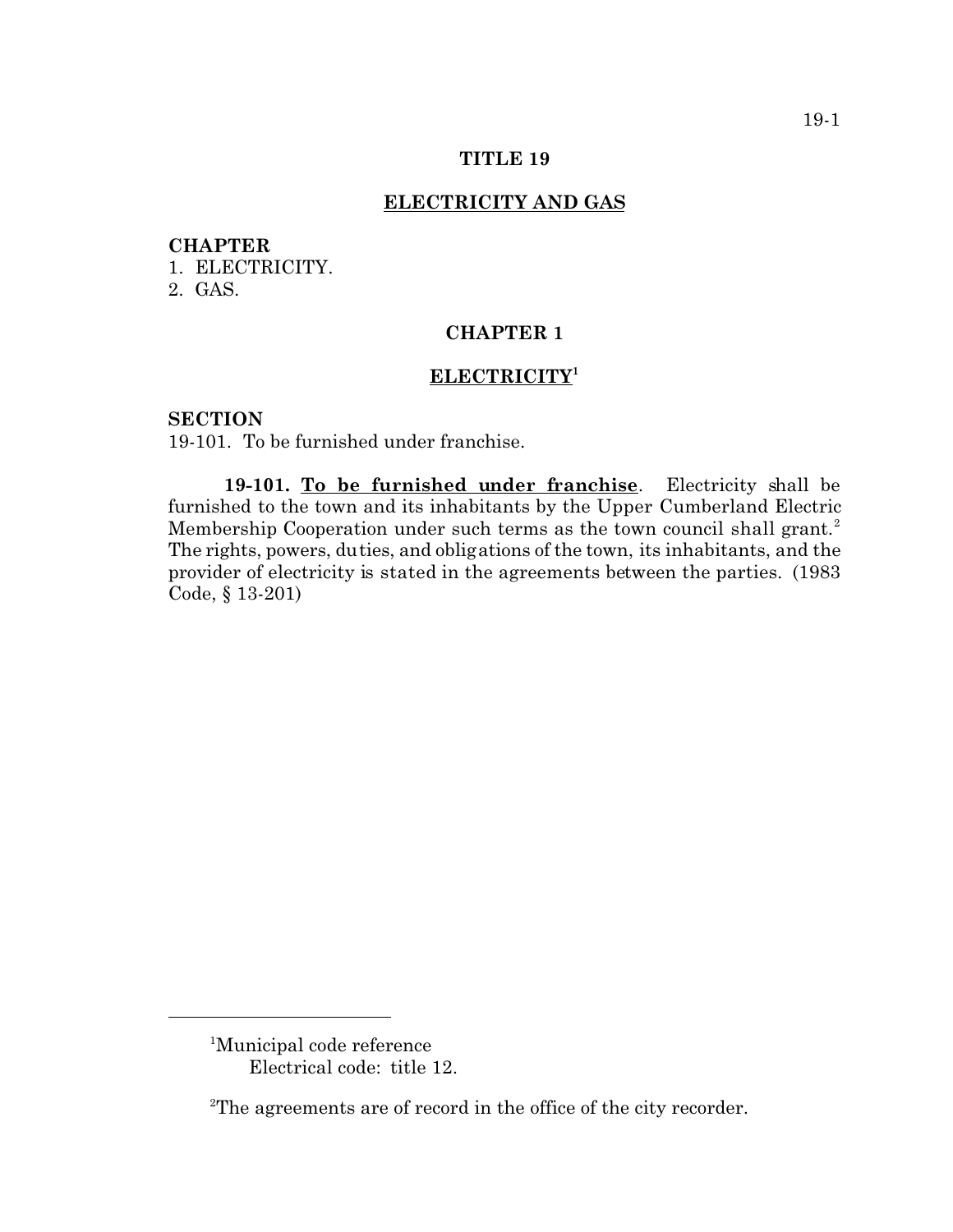# TITLE 19

## ELECTRICITY AND GAS

**CHAPTER**
1. ELECTRICITY.
2. GAS.

## CHAPTER 1

## ELECTRICITY[1]

**SECTION**
19-101. To be furnished under franchise.

**19-101. To be furnished under franchise**. Electricity shall be furnished to the town and its inhabitants by the Upper Cumberland Electric Membership Cooperation under such terms as the town council shall grant.[2] The rights, powers, duties, and obligations of the town, its inhabitants, and the provider of electricity is stated in the agreements between the parties. (1983 Code, § 13-201)

---

[1]Municipal code reference
Electrical code: title 12.

[2]The agreements are of record in the office of the city recorder.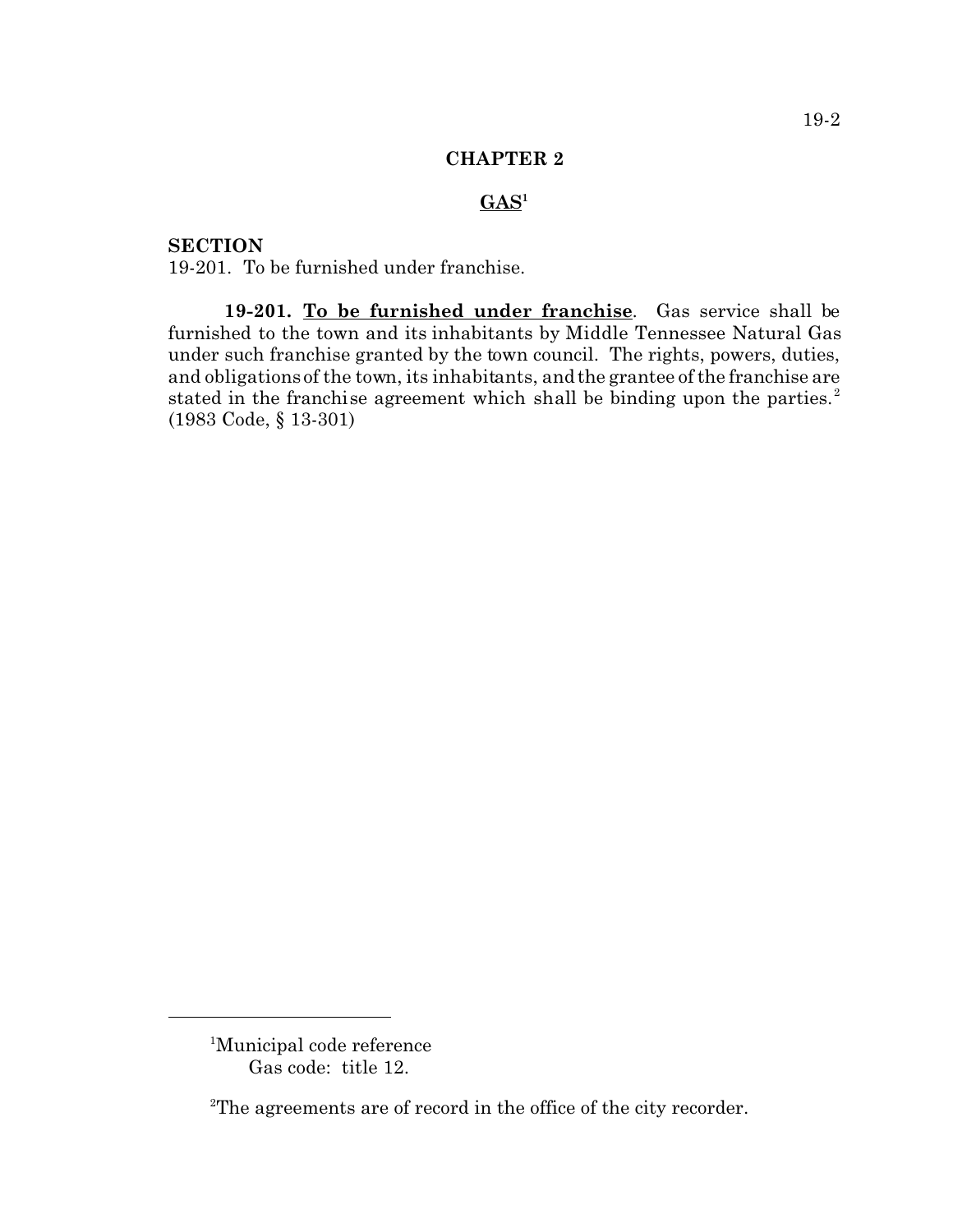## CHAPTER 2

## GAS[1]

**SECTION**
19-201. To be furnished under franchise.

**19-201. To be furnished under franchise**. Gas service shall be furnished to the town and its inhabitants by Middle Tennessee Natural Gas under such franchise granted by the town council. The rights, powers, duties, and obligations of the town, its inhabitants, and the grantee of the franchise are stated in the franchise agreement which shall be binding upon the parties.[2] (1983 Code, § 13-301)

---

[1]Municipal code reference
Gas code: title 12.

[2]The agreements are of record in the office of the city recorder.